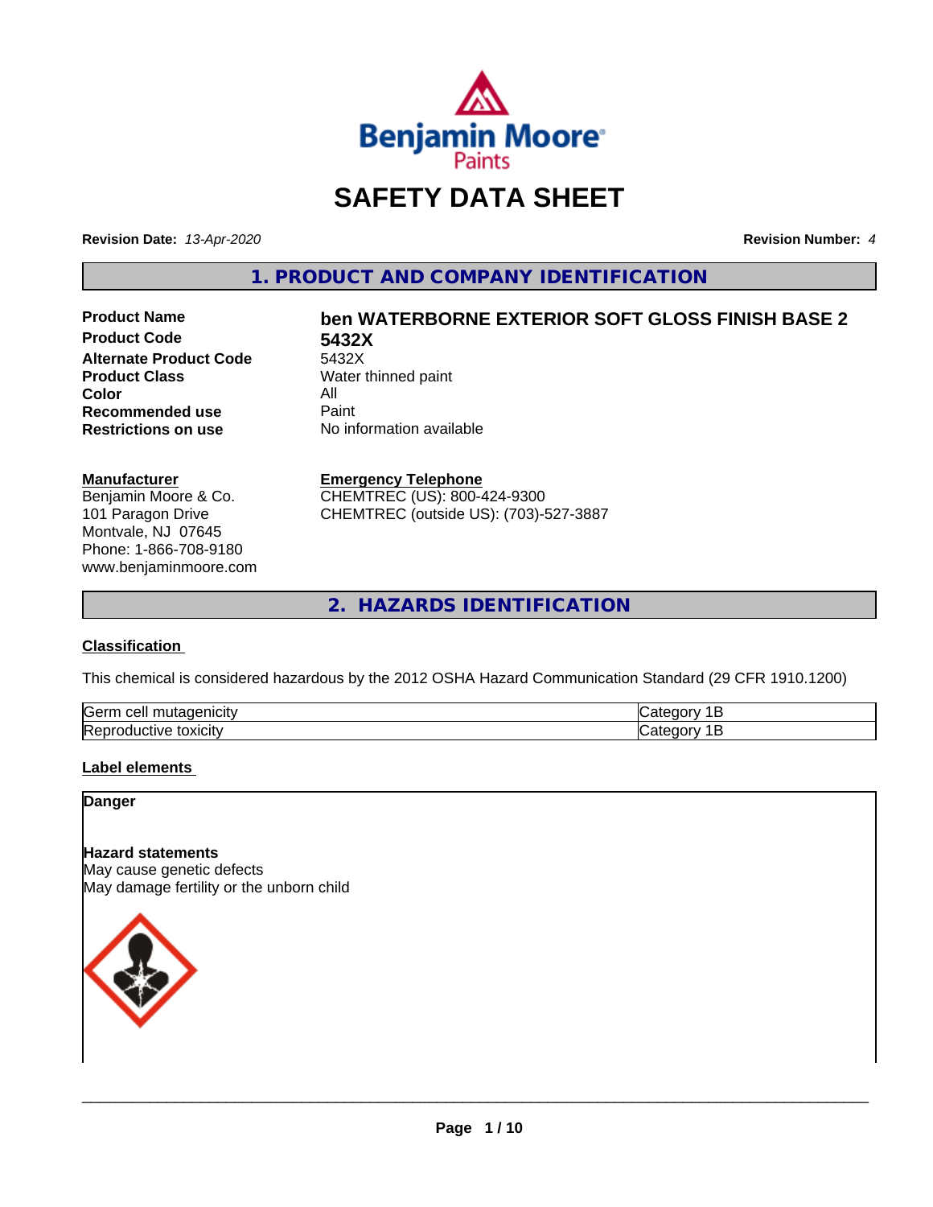# SAFETY DATA SHEET

**Revision Date:** *13-Apr-2020*

**Revision Number:** *4*

## 1. PRODUCT AND COMPANY IDENTIFICATION

| | |
|---|---|
| **Product Name** | **ben WATERBORNE EXTERIOR SOFT GLOSS FINISH BASE 2** |
| **Product Code** | **5432X** |
| **Alternate Product Code** | 5432X |
| **Product Class** | Water thinned paint |
| **Color** | All |
| **Recommended use** | Paint |
| **Restrictions on use** | No information available |

**Manufacturer**
Benjamin Moore & Co.
101 Paragon Drive
Montvale, NJ 07645
Phone: 1-866-708-9180
www.benjaminmoore.com

**Emergency Telephone**
CHEMTREC (US): 800-424-9300
CHEMTREC (outside US): (703)-527-3887

## 2. HAZARDS IDENTIFICATION

**Classification**

This chemical is considered hazardous by the 2012 OSHA Hazard Communication Standard (29 CFR 1910.1200)

| | |
|---|---|
| Germ cell mutagenicity | Category 1B |
| Reproductive toxicity | Category 1B |

**Label elements**

**Danger**

**Hazard statements**
May cause genetic defects
May damage fertility or the unborn child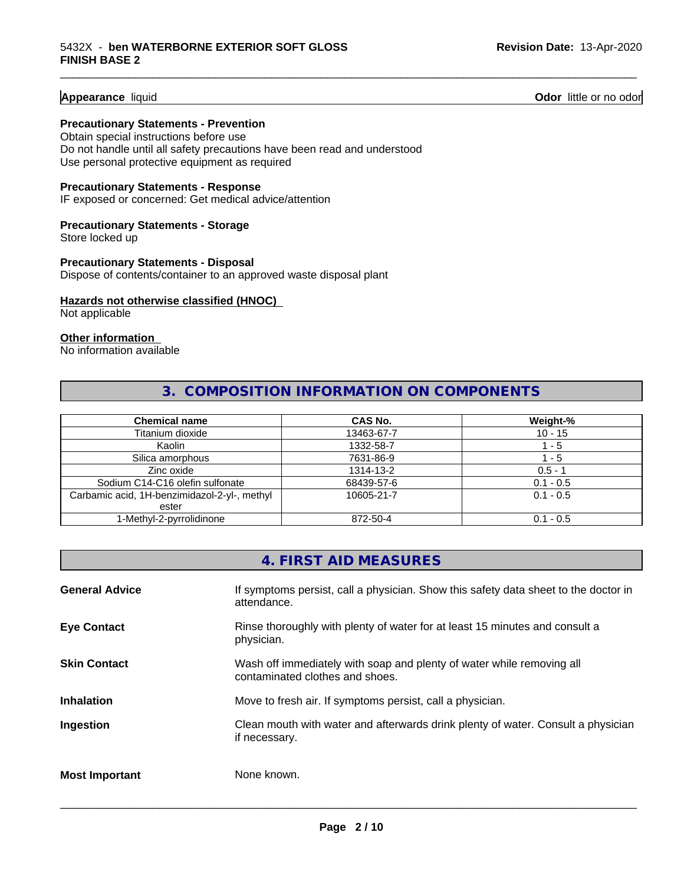**Appearance** liquid **Odor** little or no odor

**Precautionary Statements - Prevention**
Obtain special instructions before use
Do not handle until all safety precautions have been read and understood
Use personal protective equipment as required

**Precautionary Statements - Response**
IF exposed or concerned: Get medical advice/attention

**Precautionary Statements - Storage**
Store locked up

**Precautionary Statements - Disposal**
Dispose of contents/container to an approved waste disposal plant

**Hazards not otherwise classified (HNOC)**
Not applicable

**Other information**
No information available

## 3. COMPOSITION INFORMATION ON COMPONENTS

| Chemical name | CAS No. | Weight-% |
|---|---|---|
| Titanium dioxide | 13463-67-7 | 10 - 15 |
| Kaolin | 1332-58-7 | 1 - 5 |
| Silica amorphous | 7631-86-9 | 1 - 5 |
| Zinc oxide | 1314-13-2 | 0.5 - 1 |
| Sodium C14-C16 olefin sulfonate | 68439-57-6 | 0.1 - 0.5 |
| Carbamic acid, 1H-benzimidazol-2-yl-, methyl ester | 10605-21-7 | 0.1 - 0.5 |
| 1-Methyl-2-pyrrolidinone | 872-50-4 | 0.1 - 0.5 |

## 4. FIRST AID MEASURES

**General Advice** If symptoms persist, call a physician. Show this safety data sheet to the doctor in attendance.

**Eye Contact** Rinse thoroughly with plenty of water for at least 15 minutes and consult a physician.

**Skin Contact** Wash off immediately with soap and plenty of water while removing all contaminated clothes and shoes.

**Inhalation** Move to fresh air. If symptoms persist, call a physician.

**Ingestion** Clean mouth with water and afterwards drink plenty of water. Consult a physician if necessary.

**Most Important** None known.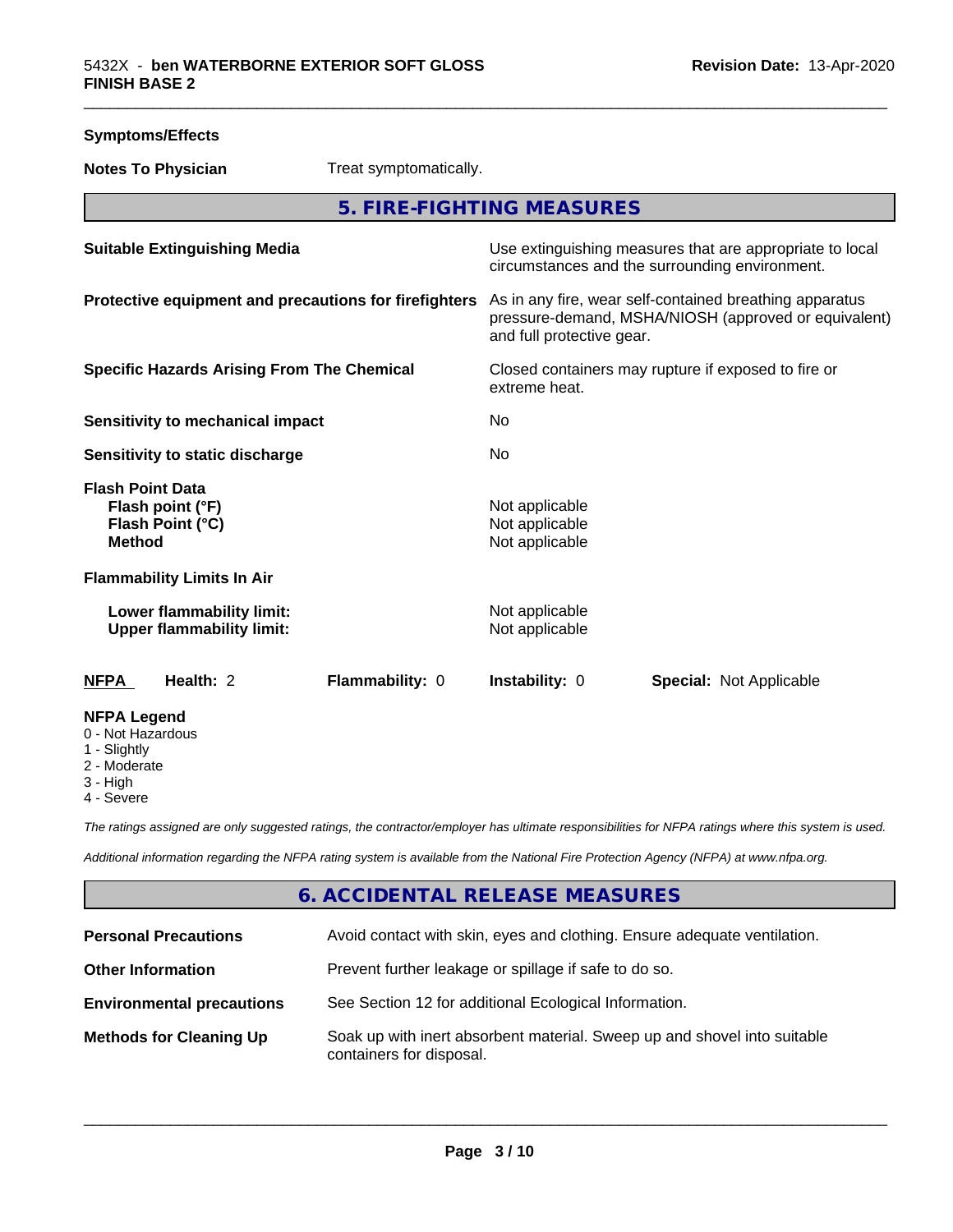**Symptoms/Effects**

**Notes To Physician** Treat symptomatically.

## 5. FIRE-FIGHTING MEASURES

| | |
|---|---|
| **Suitable Extinguishing Media** | Use extinguishing measures that are appropriate to local circumstances and the surrounding environment. |
| **Protective equipment and precautions for firefighters** | As in any fire, wear self-contained breathing apparatus pressure-demand, MSHA/NIOSH (approved or equivalent) and full protective gear. |
| **Specific Hazards Arising From The Chemical** | Closed containers may rupture if exposed to fire or extreme heat. |
| **Sensitivity to mechanical impact** | No |
| **Sensitivity to static discharge** | No |
| **Flash Point Data** | |
| **Flash point (°F)** | Not applicable |
| **Flash Point (°C)** | Not applicable |
| **Method** | Not applicable |
| **Flammability Limits In Air** | |
| **Lower flammability limit:** | Not applicable |
| **Upper flammability limit:** | Not applicable |

| **NFPA** | **Health:** 2 | **Flammability:** 0 | **Instability:** 0 | **Special:** Not Applicable |
|---|---|---|---|---|

**NFPA Legend**
- 0 - Not Hazardous
- 1 - Slightly
- 2 - Moderate
- 3 - High
- 4 - Severe

*The ratings assigned are only suggested ratings, the contractor/employer has ultimate responsibilities for NFPA ratings where this system is used.*

*Additional information regarding the NFPA rating system is available from the National Fire Protection Agency (NFPA) at www.nfpa.org.*

## 6. ACCIDENTAL RELEASE MEASURES

| | |
|---|---|
| **Personal Precautions** | Avoid contact with skin, eyes and clothing. Ensure adequate ventilation. |
| **Other Information** | Prevent further leakage or spillage if safe to do so. |
| **Environmental precautions** | See Section 12 for additional Ecological Information. |
| **Methods for Cleaning Up** | Soak up with inert absorbent material. Sweep up and shovel into suitable containers for disposal. |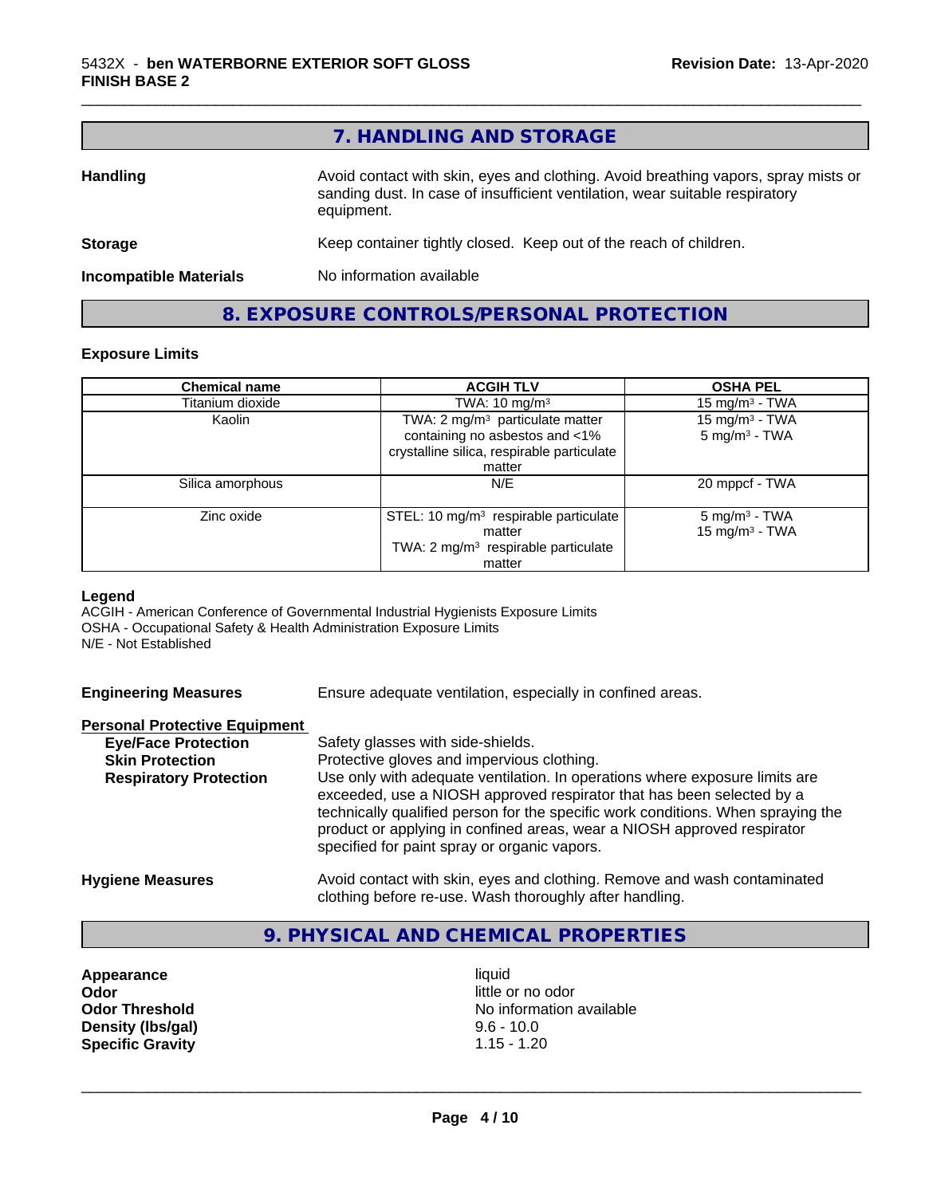## 7. HANDLING AND STORAGE

**Handling** Avoid contact with skin, eyes and clothing. Avoid breathing vapors, spray mists or sanding dust. In case of insufficient ventilation, wear suitable respiratory equipment.

**Storage** Keep container tightly closed. Keep out of the reach of children.

**Incompatible Materials** No information available

## 8. EXPOSURE CONTROLS/PERSONAL PROTECTION

### Exposure Limits

| Chemical name | ACGIH TLV | OSHA PEL |
|---|---|---|
| Titanium dioxide | TWA: 10 mg/m³ | 15 mg/m³ - TWA |
| Kaolin | TWA: 2 mg/m³ particulate matter containing no asbestos and <1% crystalline silica, respirable particulate matter | 15 mg/m³ - TWA<br>5 mg/m³ - TWA |
| Silica amorphous | N/E | 20 mppcf - TWA |
| Zinc oxide | STEL: 10 mg/m³ respirable particulate matter<br>TWA: 2 mg/m³ respirable particulate matter | 5 mg/m³ - TWA<br>15 mg/m³ - TWA |

**Legend**
ACGIH - American Conference of Governmental Industrial Hygienists Exposure Limits
OSHA - Occupational Safety & Health Administration Exposure Limits
N/E - Not Established

**Engineering Measures** Ensure adequate ventilation, especially in confined areas.

**Personal Protective Equipment**

**Eye/Face Protection** Safety glasses with side-shields.

**Skin Protection** Protective gloves and impervious clothing.

**Respiratory Protection** Use only with adequate ventilation. In operations where exposure limits are exceeded, use a NIOSH approved respirator that has been selected by a technically qualified person for the specific work conditions. When spraying the product or applying in confined areas, wear a NIOSH approved respirator specified for paint spray or organic vapors.

**Hygiene Measures** Avoid contact with skin, eyes and clothing. Remove and wash contaminated clothing before re-use. Wash thoroughly after handling.

## 9. PHYSICAL AND CHEMICAL PROPERTIES

| | |
|---|---|
| **Appearance** | liquid |
| **Odor** | little or no odor |
| **Odor Threshold** | No information available |
| **Density (lbs/gal)** | 9.6 - 10.0 |
| **Specific Gravity** | 1.15 - 1.20 |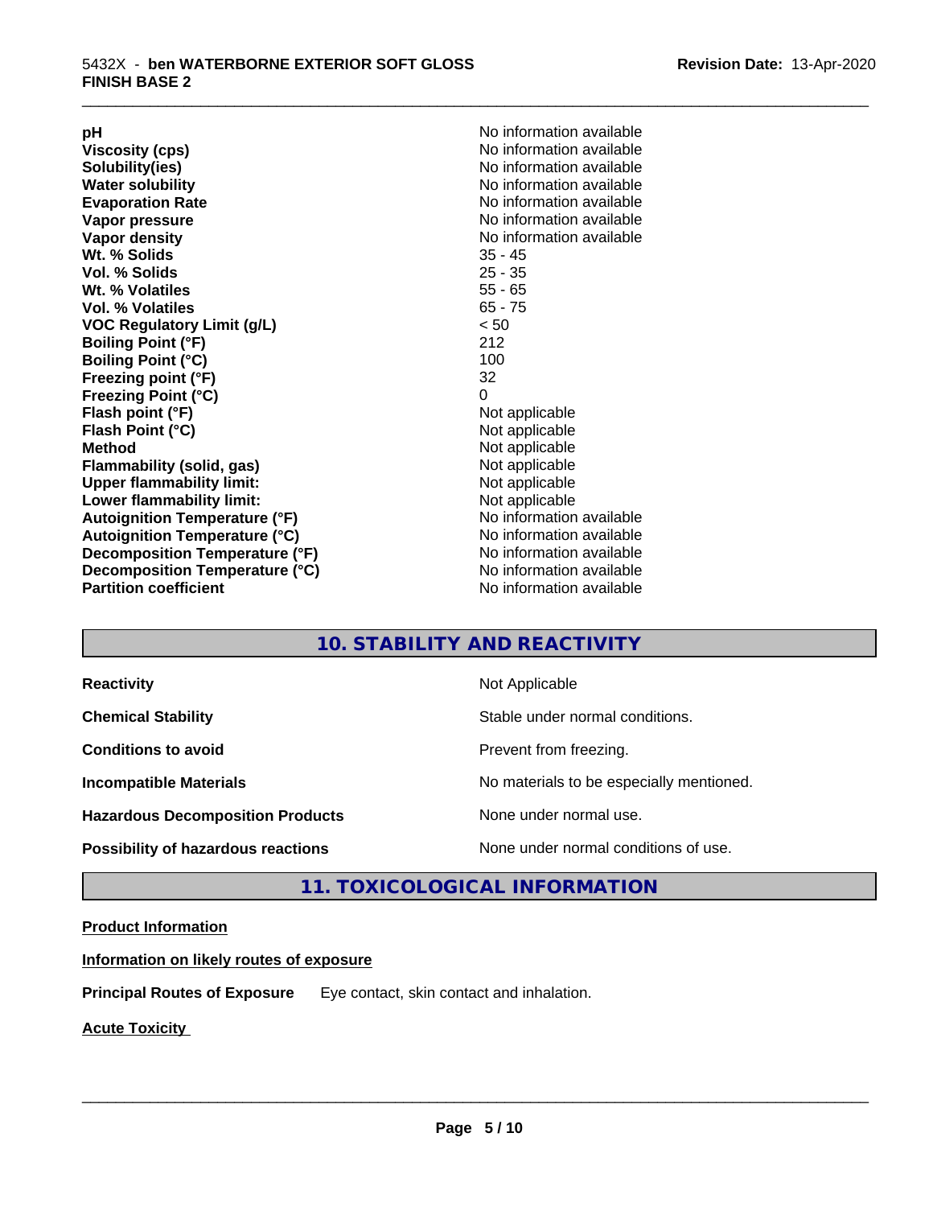| | |
|---|---|
| **pH** | No information available |
| **Viscosity (cps)** | No information available |
| **Solubility(ies)** | No information available |
| **Water solubility** | No information available |
| **Evaporation Rate** | No information available |
| **Vapor pressure** | No information available |
| **Vapor density** | No information available |
| **Wt. % Solids** | 35 - 45 |
| **Vol. % Solids** | 25 - 35 |
| **Wt. % Volatiles** | 55 - 65 |
| **Vol. % Volatiles** | 65 - 75 |
| **VOC Regulatory Limit (g/L)** | < 50 |
| **Boiling Point (°F)** | 212 |
| **Boiling Point (°C)** | 100 |
| **Freezing point (°F)** | 32 |
| **Freezing Point (°C)** | 0 |
| **Flash point (°F)** | Not applicable |
| **Flash Point (°C)** | Not applicable |
| **Method** | Not applicable |
| **Flammability (solid, gas)** | Not applicable |
| **Upper flammability limit:** | Not applicable |
| **Lower flammability limit:** | Not applicable |
| **Autoignition Temperature (°F)** | No information available |
| **Autoignition Temperature (°C)** | No information available |
| **Decomposition Temperature (°F)** | No information available |
| **Decomposition Temperature (°C)** | No information available |
| **Partition coefficient** | No information available |

## 10. STABILITY AND REACTIVITY

| | |
|---|---|
| **Reactivity** | Not Applicable |
| **Chemical Stability** | Stable under normal conditions. |
| **Conditions to avoid** | Prevent from freezing. |
| **Incompatible Materials** | No materials to be especially mentioned. |
| **Hazardous Decomposition Products** | None under normal use. |
| **Possibility of hazardous reactions** | None under normal conditions of use. |

## 11. TOXICOLOGICAL INFORMATION

**Product Information**

**Information on likely routes of exposure**

**Principal Routes of Exposure** Eye contact, skin contact and inhalation.

**Acute Toxicity**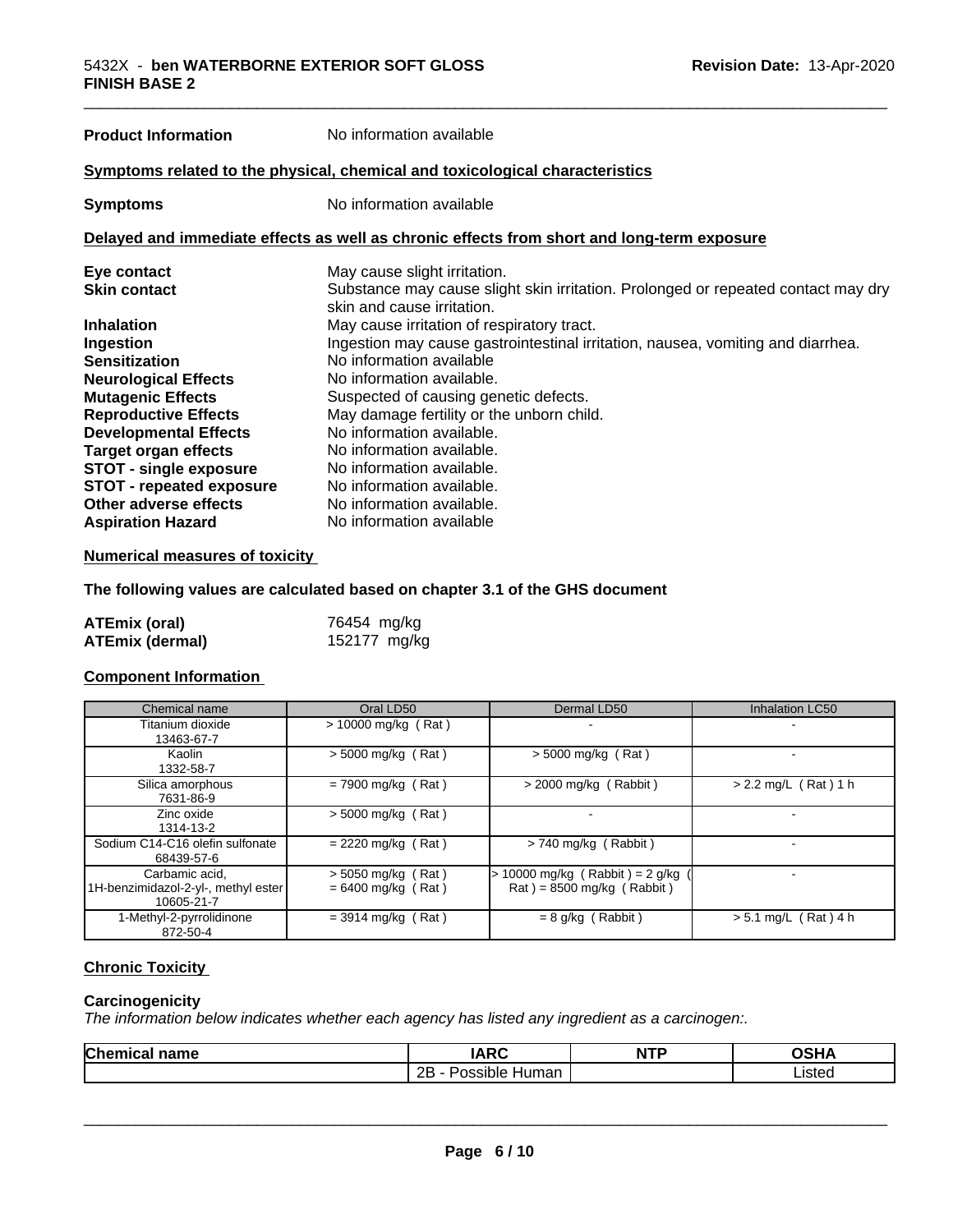**Product Information** No information available

## Symptoms related to the physical, chemical and toxicological characteristics

**Symptoms** No information available

## Delayed and immediate effects as well as chronic effects from short and long-term exposure

| | |
|---|---|
| **Eye contact** | May cause slight irritation. |
| **Skin contact** | Substance may cause slight skin irritation. Prolonged or repeated contact may dry skin and cause irritation. |
| **Inhalation** | May cause irritation of respiratory tract. |
| **Ingestion** | Ingestion may cause gastrointestinal irritation, nausea, vomiting and diarrhea. |
| **Sensitization** | No information available |
| **Neurological Effects** | No information available. |
| **Mutagenic Effects** | Suspected of causing genetic defects. |
| **Reproductive Effects** | May damage fertility or the unborn child. |
| **Developmental Effects** | No information available. |
| **Target organ effects** | No information available. |
| **STOT - single exposure** | No information available. |
| **STOT - repeated exposure** | No information available. |
| **Other adverse effects** | No information available. |
| **Aspiration Hazard** | No information available |

## Numerical measures of toxicity

**The following values are calculated based on chapter 3.1 of the GHS document**

| | |
|---|---|
| **ATEmix (oral)** | 76454 mg/kg |
| **ATEmix (dermal)** | 152177 mg/kg |

## Component Information

| Chemical name | Oral LD50 | Dermal LD50 | Inhalation LC50 |
|---|---|---|---|
| Titanium dioxide 13463-67-7 | > 10000 mg/kg ( Rat ) | - | - |
| Kaolin 1332-58-7 | > 5000 mg/kg ( Rat ) | > 5000 mg/kg ( Rat ) | - |
| Silica amorphous 7631-86-9 | = 7900 mg/kg ( Rat ) | > 2000 mg/kg ( Rabbit ) | > 2.2 mg/L ( Rat ) 1 h |
| Zinc oxide 1314-13-2 | > 5000 mg/kg ( Rat ) | - | - |
| Sodium C14-C16 olefin sulfonate 68439-57-6 | = 2220 mg/kg ( Rat ) | > 740 mg/kg ( Rabbit ) | - |
| Carbamic acid, 1H-benzimidazol-2-yl-, methyl ester 10605-21-7 | > 5050 mg/kg ( Rat ) = 6400 mg/kg ( Rat ) | > 10000 mg/kg ( Rabbit ) = 2 g/kg ( Rat ) = 8500 mg/kg ( Rabbit ) | - |
| 1-Methyl-2-pyrrolidinone 872-50-4 | = 3914 mg/kg ( Rat ) | = 8 g/kg ( Rabbit ) | > 5.1 mg/L ( Rat ) 4 h |

## Chronic Toxicity

### Carcinogenicity

*The information below indicates whether each agency has listed any ingredient as a carcinogen:.*

| Chemical name | IARC | NTP | OSHA |
|---|---|---|---|
| | 2B - Possible Human | | Listed |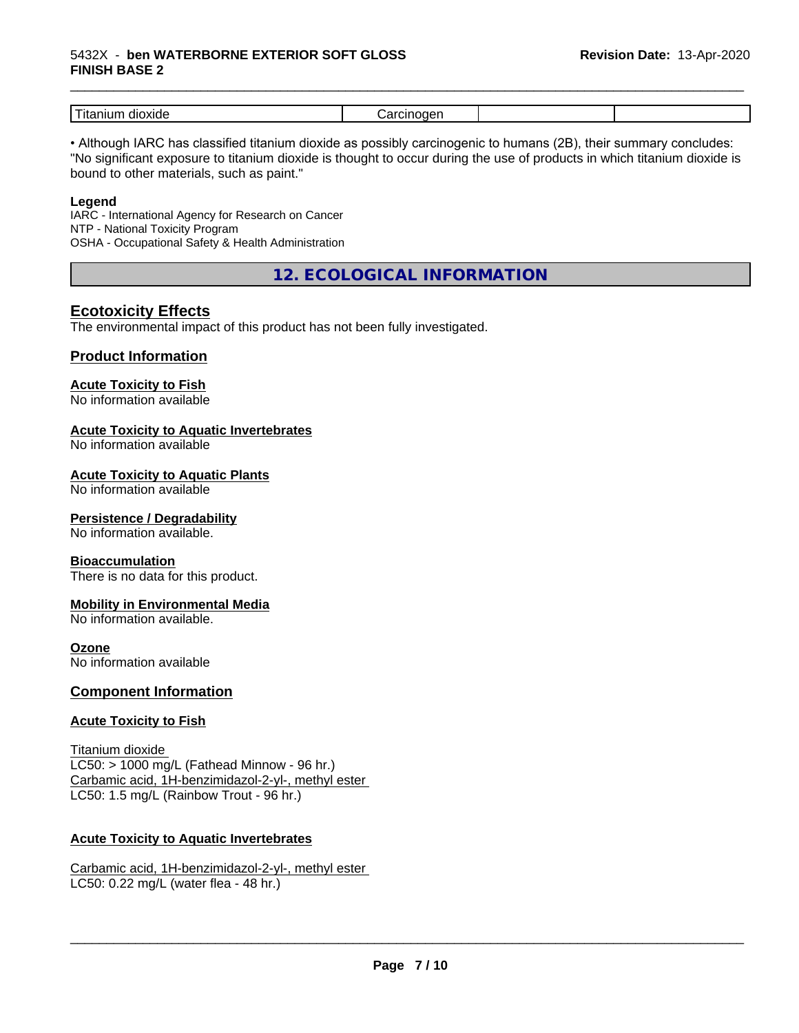| Titanium dioxide | Carcinogen | | |
|---|---|---|---|

• Although IARC has classified titanium dioxide as possibly carcinogenic to humans (2B), their summary concludes: "No significant exposure to titanium dioxide is thought to occur during the use of products in which titanium dioxide is bound to other materials, such as paint."

**Legend**

IARC - International Agency for Research on Cancer
NTP - National Toxicity Program
OSHA - Occupational Safety & Health Administration

## 12. ECOLOGICAL INFORMATION

### Ecotoxicity Effects

The environmental impact of this product has not been fully investigated.

### Product Information

**Acute Toxicity to Fish**
No information available

**Acute Toxicity to Aquatic Invertebrates**
No information available

**Acute Toxicity to Aquatic Plants**
No information available

**Persistence / Degradability**
No information available.

**Bioaccumulation**
There is no data for this product.

**Mobility in Environmental Media**
No information available.

**Ozone**
No information available

### Component Information

**Acute Toxicity to Fish**

Titanium dioxide
LC50: > 1000 mg/L (Fathead Minnow - 96 hr.)
Carbamic acid, 1H-benzimidazol-2-yl-, methyl ester
LC50: 1.5 mg/L (Rainbow Trout - 96 hr.)

**Acute Toxicity to Aquatic Invertebrates**

Carbamic acid, 1H-benzimidazol-2-yl-, methyl ester
LC50: 0.22 mg/L (water flea - 48 hr.)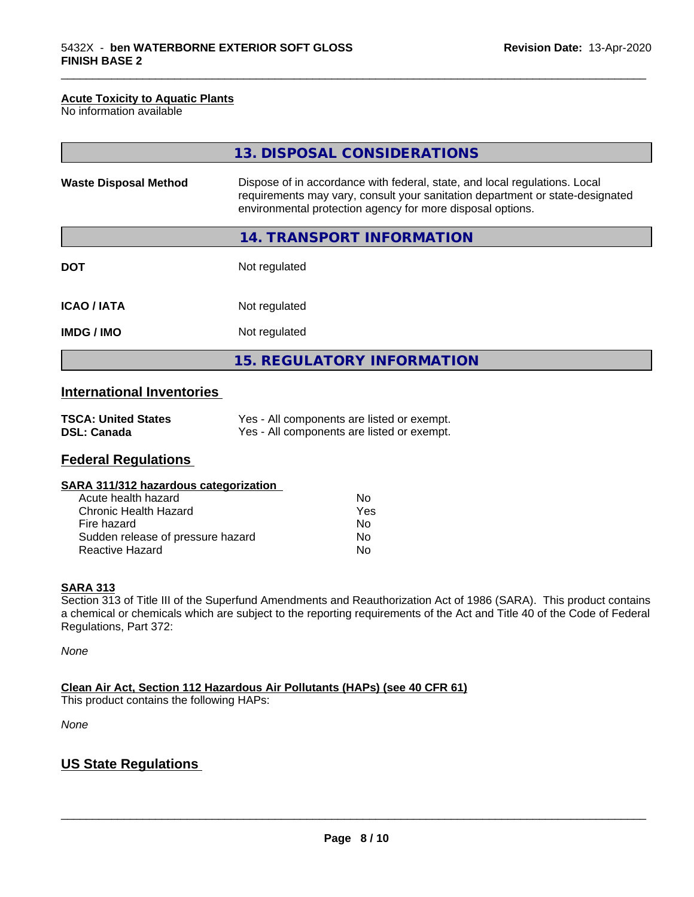#### Acute Toxicity to Aquatic Plants
No information available

## 13. DISPOSAL CONSIDERATIONS

| | |
|---|---|
| **Waste Disposal Method** | Dispose of in accordance with federal, state, and local regulations. Local requirements may vary, consult your sanitation department or state-designated environmental protection agency for more disposal options. |

## 14. TRANSPORT INFORMATION

| | |
|---|---|
| **DOT** | Not regulated |
| **ICAO / IATA** | Not regulated |
| **IMDG / IMO** | Not regulated |

## 15. REGULATORY INFORMATION

### International Inventories

| | |
|---|---|
| **TSCA: United States** | Yes - All components are listed or exempt. |
| **DSL: Canada** | Yes - All components are listed or exempt. |

### Federal Regulations

#### SARA 311/312 hazardous categorization

| | |
|---|---|
| Acute health hazard | No |
| Chronic Health Hazard | Yes |
| Fire hazard | No |
| Sudden release of pressure hazard | No |
| Reactive Hazard | No |

#### SARA 313
Section 313 of Title III of the Superfund Amendments and Reauthorization Act of 1986 (SARA). This product contains a chemical or chemicals which are subject to the reporting requirements of the Act and Title 40 of the Code of Federal Regulations, Part 372:

*None*

#### Clean Air Act, Section 112 Hazardous Air Pollutants (HAPs) (see 40 CFR 61)
This product contains the following HAPs:

*None*

### US State Regulations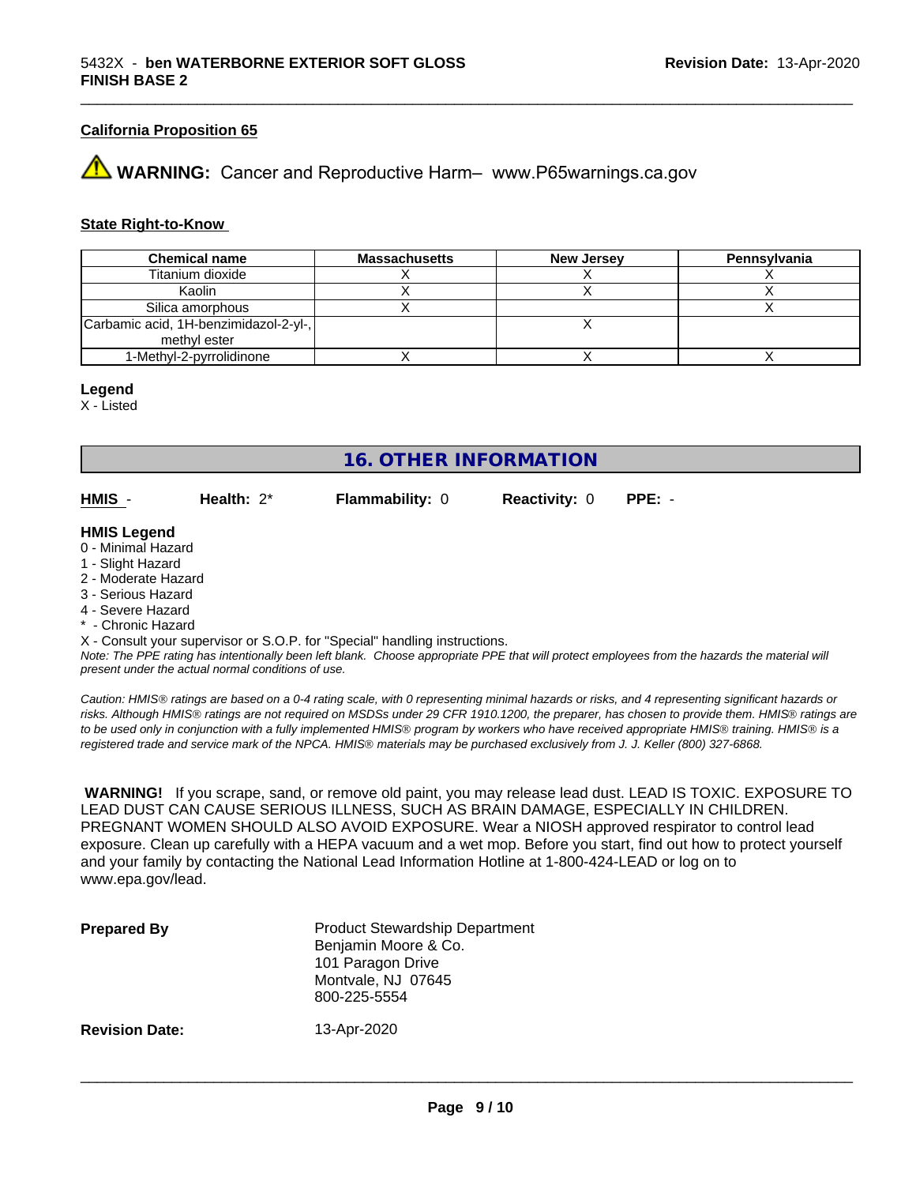**California Proposition 65**

⚠ **WARNING:** Cancer and Reproductive Harm– www.P65warnings.ca.gov

**State Right-to-Know**

| Chemical name | Massachusetts | New Jersey | Pennsylvania |
| --- | --- | --- | --- |
| Titanium dioxide | X | X | X |
| Kaolin | X | X | X |
| Silica amorphous | X | | X |
| Carbamic acid, 1H-benzimidazol-2-yl-, methyl ester | | X | |
| 1-Methyl-2-pyrrolidinone | X | X | X |

**Legend**

X - Listed

## 16. OTHER INFORMATION

**HMIS** - **Health:** 2* **Flammability:** 0 **Reactivity:** 0 **PPE:** -

**HMIS Legend**

0 - Minimal Hazard
1 - Slight Hazard
2 - Moderate Hazard
3 - Serious Hazard
4 - Severe Hazard
* - Chronic Hazard
X - Consult your supervisor or S.O.P. for "Special" handling instructions.

*Note: The PPE rating has intentionally been left blank. Choose appropriate PPE that will protect employees from the hazards the material will present under the actual normal conditions of use.*

*Caution: HMIS® ratings are based on a 0-4 rating scale, with 0 representing minimal hazards or risks, and 4 representing significant hazards or risks. Although HMIS® ratings are not required on MSDSs under 29 CFR 1910.1200, the preparer, has chosen to provide them. HMIS® ratings are to be used only in conjunction with a fully implemented HMIS® program by workers who have received appropriate HMIS® training. HMIS® is a registered trade and service mark of the NPCA. HMIS® materials may be purchased exclusively from J. J. Keller (800) 327-6868.*

**WARNING!** If you scrape, sand, or remove old paint, you may release lead dust. LEAD IS TOXIC. EXPOSURE TO LEAD DUST CAN CAUSE SERIOUS ILLNESS, SUCH AS BRAIN DAMAGE, ESPECIALLY IN CHILDREN. PREGNANT WOMEN SHOULD ALSO AVOID EXPOSURE. Wear a NIOSH approved respirator to control lead exposure. Clean up carefully with a HEPA vacuum and a wet mop. Before you start, find out how to protect yourself and your family by contacting the National Lead Information Hotline at 1-800-424-LEAD or log on to www.epa.gov/lead.

**Prepared By**

Product Stewardship Department
Benjamin Moore & Co.
101 Paragon Drive
Montvale, NJ 07645
800-225-5554

**Revision Date:** 13-Apr-2020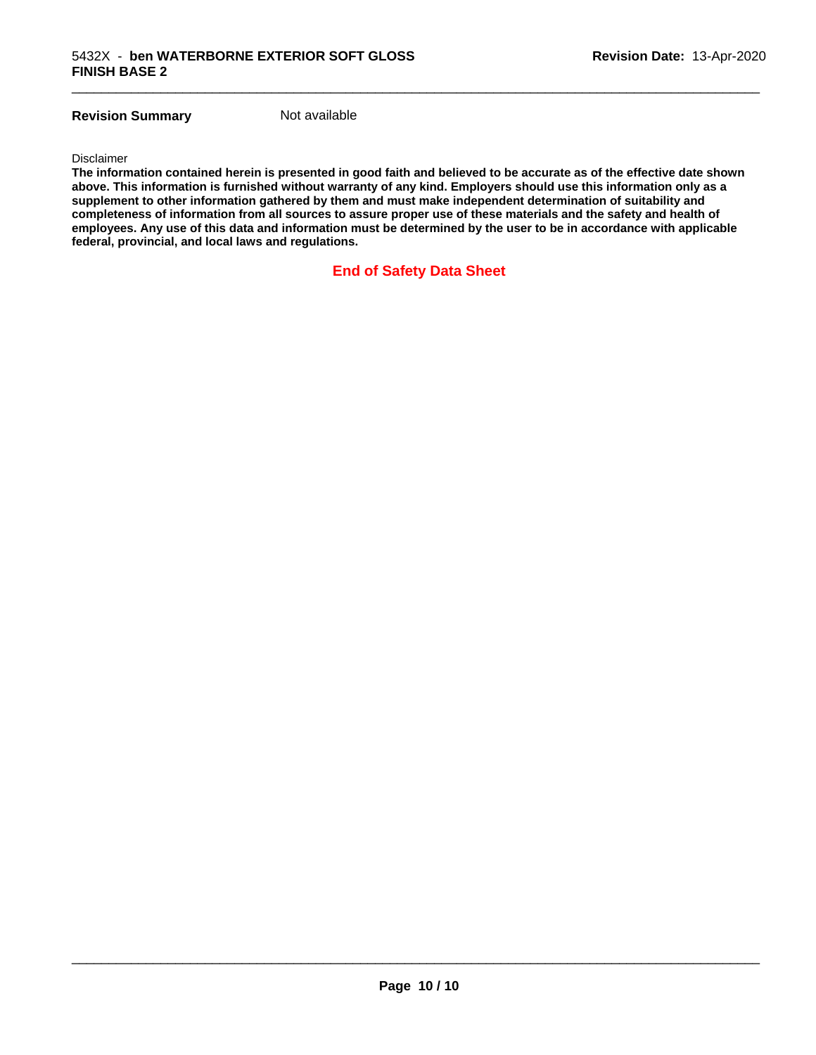**Revision Summary** Not available

Disclaimer

**The information contained herein is presented in good faith and believed to be accurate as of the effective date shown above. This information is furnished without warranty of any kind. Employers should use this information only as a supplement to other information gathered by them and must make independent determination of suitability and completeness of information from all sources to assure proper use of these materials and the safety and health of employees. Any use of this data and information must be determined by the user to be in accordance with applicable federal, provincial, and local laws and regulations.**

**End of Safety Data Sheet**